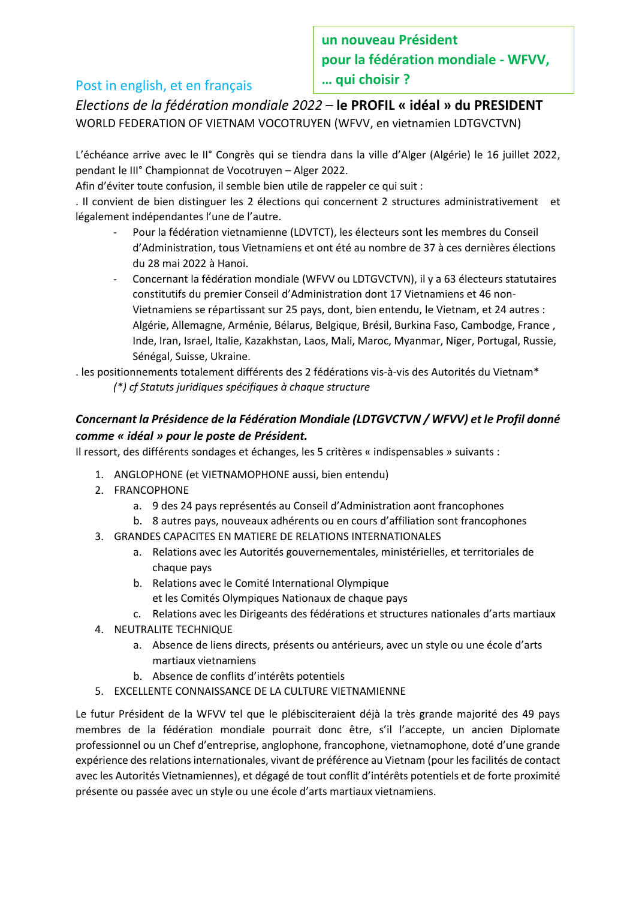**un nouveau Président**
**pour la fédération mondiale - WFVV,**
**… qui choisir ?**

Post in english, et en français

*Elections de la fédération mondiale 2022* – **le PROFIL « idéal » du PRESIDENT**
WORLD FEDERATION OF VIETNAM VOCOTRUYEN (WFVV, en vietnamien LDTGVCTVN)

L'échéance arrive avec le II° Congrès qui se tiendra dans la ville d'Alger (Algérie) le 16 juillet 2022, pendant le III° Championnat de Vocotruyen – Alger 2022.
Afin d'éviter toute confusion, il semble bien utile de rappeler ce qui suit :
. Il convient de bien distinguer les 2 élections qui concernent 2 structures administrativement et légalement indépendantes l'une de l'autre.

- Pour la fédération vietnamienne (LDVTCT), les électeurs sont les membres du Conseil d'Administration, tous Vietnamiens et ont été au nombre de 37 à ces dernières élections du 28 mai 2022 à Hanoi.
- Concernant la fédération mondiale (WFVV ou LDTGVCTVN), il y a 63 électeurs statutaires constitutifs du premier Conseil d'Administration dont 17 Vietnamiens et 46 non-Vietnamiens se répartissant sur 25 pays, dont, bien entendu, le Vietnam, et 24 autres : Algérie, Allemagne, Arménie, Bélarus, Belgique, Brésil, Burkina Faso, Cambodge, France , Inde, Iran, Israel, Italie, Kazakhstan, Laos, Mali, Maroc, Myanmar, Niger, Portugal, Russie, Sénégal, Suisse, Ukraine.

. les positionnements totalement différents des 2 fédérations vis-à-vis des Autorités du Vietnam*
*(\*) cf Statuts juridiques spécifiques à chaque structure*

***Concernant la Présidence de la Fédération Mondiale (LDTGVCTVN / WFVV) et le Profil donné comme « idéal » pour le poste de Président.***
Il ressort, des différents sondages et échanges, les 5 critères « indispensables » suivants :

1. ANGLOPHONE (et VIETNAMOPHONE aussi, bien entendu)
2. FRANCOPHONE
   a. 9 des 24 pays représentés au Conseil d'Administration aont francophones
   b. 8 autres pays, nouveaux adhérents ou en cours d'affiliation sont francophones
3. GRANDES CAPACITES EN MATIERE DE RELATIONS INTERNATIONALES
   a. Relations avec les Autorités gouvernementales, ministérielles, et territoriales de chaque pays
   b. Relations avec le Comité International Olympique et les Comités Olympiques Nationaux de chaque pays
   c. Relations avec les Dirigeants des fédérations et structures nationales d'arts martiaux
4. NEUTRALITE TECHNIQUE
   a. Absence de liens directs, présents ou antérieurs, avec un style ou une école d'arts martiaux vietnamiens
   b. Absence de conflits d'intérêts potentiels
5. EXCELLENTE CONNAISSANCE DE LA CULTURE VIETNAMIENNE

Le futur Président de la WFVV tel que le plébisciteraient déjà la très grande majorité des 49 pays membres de la fédération mondiale pourrait donc être, s'il l'accepte, un ancien Diplomate professionnel ou un Chef d'entreprise, anglophone, francophone, vietnamophone, doté d'une grande expérience des relations internationales, vivant de préférence au Vietnam (pour les facilités de contact avec les Autorités Vietnamiennes), et dégagé de tout conflit d'intérêts potentiels et de forte proximité présente ou passée avec un style ou une école d'arts martiaux vietnamiens.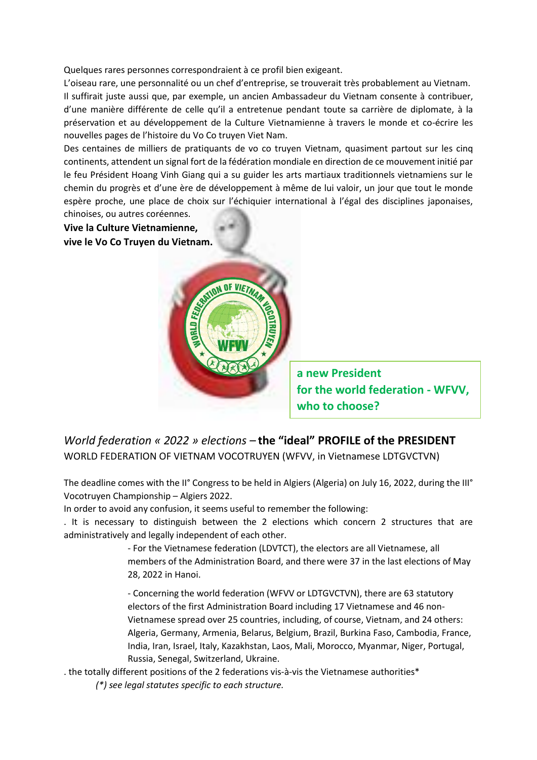Quelques rares personnes correspondraient à ce profil bien exigeant.

L'oiseau rare, une personnalité ou un chef d'entreprise, se trouverait très probablement au Vietnam. Il suffirait juste aussi que, par exemple, un ancien Ambassadeur du Vietnam consente à contribuer, d'une manière différente de celle qu'il a entretenue pendant toute sa carrière de diplomate, à la préservation et au développement de la Culture Vietnamienne à travers le monde et co-écrire les nouvelles pages de l'histoire du Vo Co truyen Viet Nam.

Des centaines de milliers de pratiquants de vo co truyen Vietnam, quasiment partout sur les cinq continents, attendent un signal fort de la fédération mondiale en direction de ce mouvement initié par le feu Président Hoang Vinh Giang qui a su guider les arts martiaux traditionnels vietnamiens sur le chemin du progrès et d'une ère de développement à même de lui valoir, un jour que tout le monde espère proche, une place de choix sur l'échiquier international à l'égal des disciplines japonaises, chinoises, ou autres coréennes.

**Vive la Culture Vietnamienne,**
**vive le Vo Co Truyen du Vietnam.**

**a new President for the world federation - WFVV, who to choose?**

## *World federation « 2022 » elections* – the "ideal" PROFILE of the PRESIDENT

WORLD FEDERATION OF VIETNAM VOCOTRUYEN (WFVV, in Vietnamese LDTGVCTVN)

The deadline comes with the II° Congress to be held in Algiers (Algeria) on July 16, 2022, during the III° Vocotruyen Championship – Algiers 2022.

In order to avoid any confusion, it seems useful to remember the following:

. It is necessary to distinguish between the 2 elections which concern 2 structures that are administratively and legally independent of each other.

- For the Vietnamese federation (LDVTCT), the electors are all Vietnamese, all members of the Administration Board, and there were 37 in the last elections of May 28, 2022 in Hanoi.
- Concerning the world federation (WFVV or LDTGVCTVN), there are 63 statutory electors of the first Administration Board including 17 Vietnamese and 46 non-Vietnamese spread over 25 countries, including, of course, Vietnam, and 24 others: Algeria, Germany, Armenia, Belarus, Belgium, Brazil, Burkina Faso, Cambodia, France, India, Iran, Israel, Italy, Kazakhstan, Laos, Mali, Morocco, Myanmar, Niger, Portugal, Russia, Senegal, Switzerland, Ukraine.

. the totally different positions of the 2 federations vis-à-vis the Vietnamese authorities*

*(\*) see legal statutes specific to each structure.*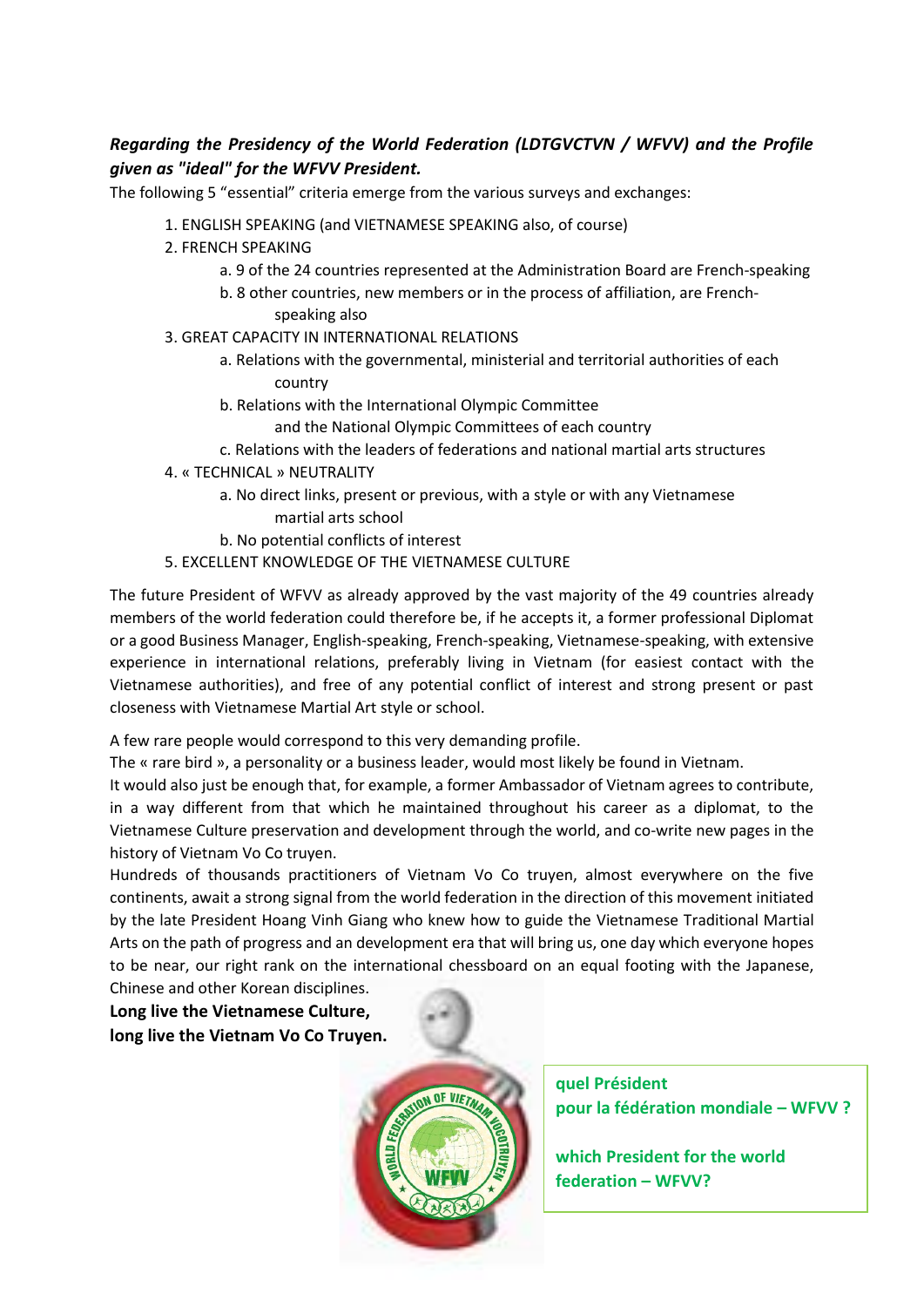***Regarding the Presidency of the World Federation (LDTGVCTVN / WFVV) and the Profile given as "ideal" for the WFVV President.***

The following 5 “essential” criteria emerge from the various surveys and exchanges:

1. ENGLISH SPEAKING (and VIETNAMESE SPEAKING also, of course)
2. FRENCH SPEAKING
    a. 9 of the 24 countries represented at the Administration Board are French-speaking
    b. 8 other countries, new members or in the process of affiliation, are French-speaking also
3. GREAT CAPACITY IN INTERNATIONAL RELATIONS
    a. Relations with the governmental, ministerial and territorial authorities of each country
    b. Relations with the International Olympic Committee and the National Olympic Committees of each country
    c. Relations with the leaders of federations and national martial arts structures
4. « TECHNICAL » NEUTRALITY
    a. No direct links, present or previous, with a style or with any Vietnamese martial arts school
    b. No potential conflicts of interest
5. EXCELLENT KNOWLEDGE OF THE VIETNAMESE CULTURE

The future President of WFVV as already approved by the vast majority of the 49 countries already members of the world federation could therefore be, if he accepts it, a former professional Diplomat or a good Business Manager, English-speaking, French-speaking, Vietnamese-speaking, with extensive experience in international relations, preferably living in Vietnam (for easiest contact with the Vietnamese authorities), and free of any potential conflict of interest and strong present or past closeness with Vietnamese Martial Art style or school.

A few rare people would correspond to this very demanding profile.

The « rare bird », a personality or a business leader, would most likely be found in Vietnam.

It would also just be enough that, for example, a former Ambassador of Vietnam agrees to contribute, in a way different from that which he maintained throughout his career as a diplomat, to the Vietnamese Culture preservation and development through the world, and co-write new pages in the history of Vietnam Vo Co truyen.

Hundreds of thousands practitioners of Vietnam Vo Co truyen, almost everywhere on the five continents, await a strong signal from the world federation in the direction of this movement initiated by the late President Hoang Vinh Giang who knew how to guide the Vietnamese Traditional Martial Arts on the path of progress and an development era that will bring us, one day which everyone hopes to be near, our right rank on the international chessboard on an equal footing with the Japanese, Chinese and other Korean disciplines.

**Long live the Vietnamese Culture,**
**long live the Vietnam Vo Co Truyen.**

**quel Président**
**pour la fédération mondiale – WFVV ?**

**which President for the world federation – WFVV?**